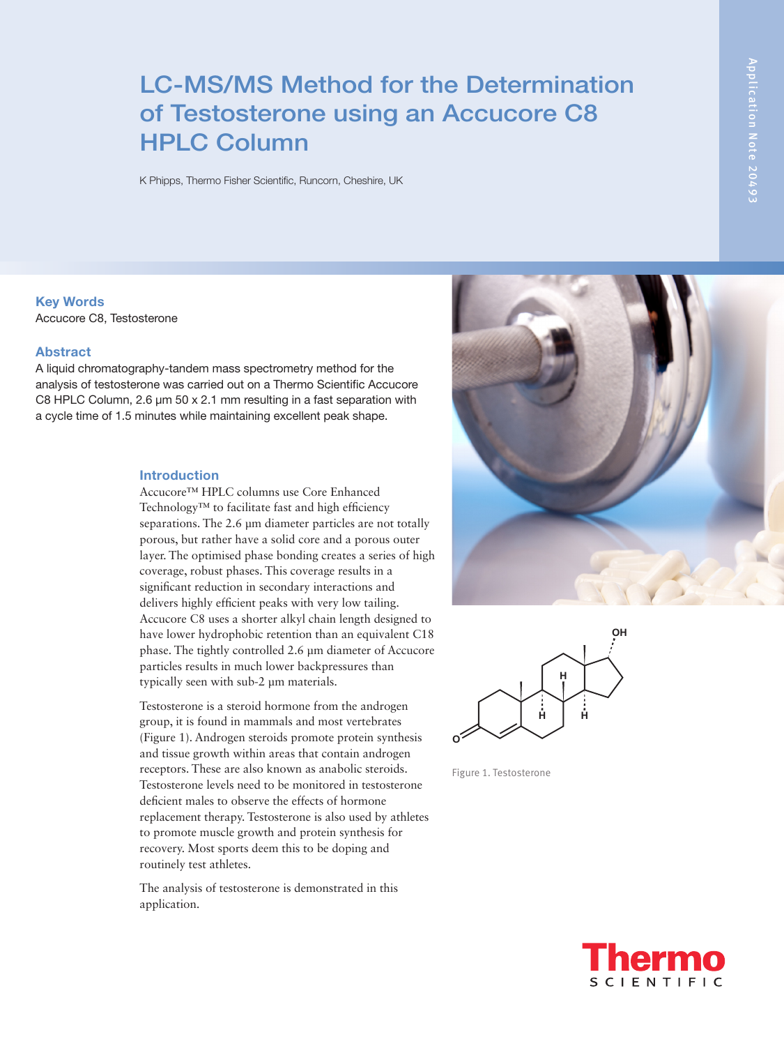# LC-MS/MS Method for the Determination of Testosterone using an Accucore C8 HPLC Column

K Phipps, Thermo Fisher Scientific, Runcorn, Cheshire, UK

Application Note 20493

## Key Words

Accucore C8, Testosterone

## Abstract

A liquid chromatography-tandem mass spectrometry method for the analysis of testosterone was carried out on a Thermo Scientific Accucore C8 HPLC Column, 2.6 µm 50 x 2.1 mm resulting in a fast separation with a cycle time of 1.5 minutes while maintaining excellent peak shape.

## Introduction

Accucore™ HPLC columns use Core Enhanced Technology™ to facilitate fast and high efficiency separations. The 2.6 µm diameter particles are not totally porous, but rather have a solid core and a porous outer layer. The optimised phase bonding creates a series of high coverage, robust phases. This coverage results in a significant reduction in secondary interactions and delivers highly efficient peaks with very low tailing. Accucore C8 uses a shorter alkyl chain length designed to have lower hydrophobic retention than an equivalent C18 phase. The tightly controlled 2.6 µm diameter of Accucore particles results in much lower backpressures than typically seen with sub-2 µm materials.

Testosterone is a steroid hormone from the androgen group, it is found in mammals and most vertebrates (Figure 1). Androgen steroids promote protein synthesis and tissue growth within areas that contain androgen receptors. These are also known as anabolic steroids. Testosterone levels need to be monitored in testosterone deficient males to observe the effects of hormone replacement therapy. Testosterone is also used by athletes to promote muscle growth and protein synthesis for recovery. Most sports deem this to be doping and routinely test athletes.

The analysis of testosterone is demonstrated in this application.

Figure 1. Testosterone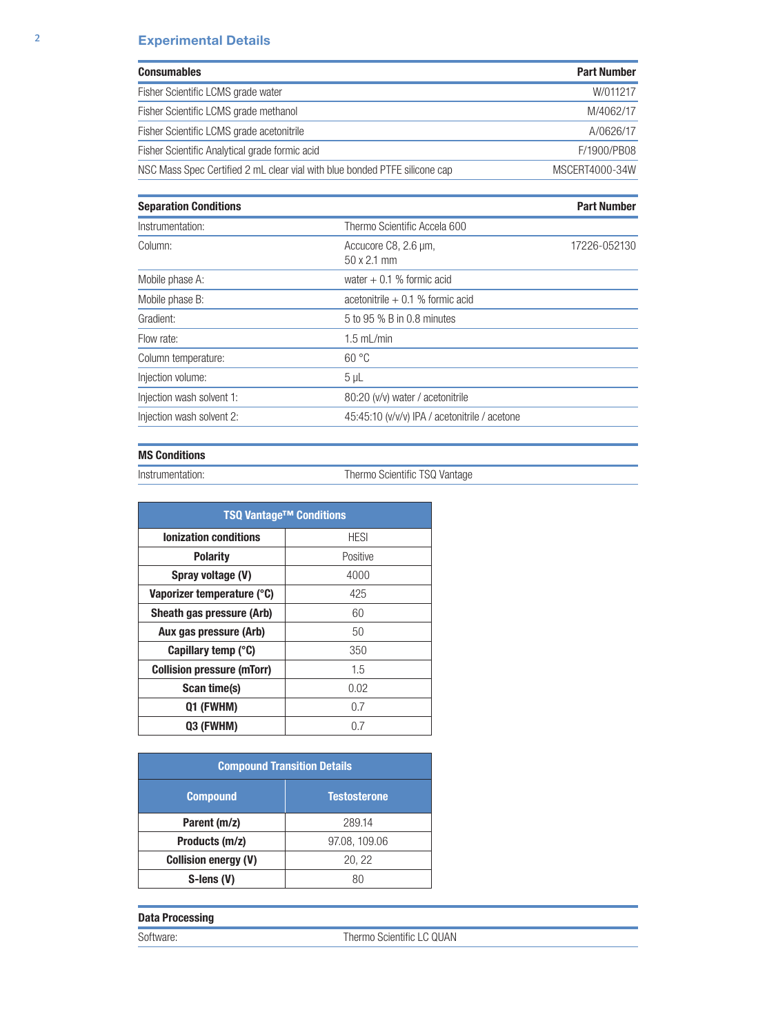## Experimental Details

| Consumables | Part Number |
|---|---|
| Fisher Scientific LCMS grade water | W/011217 |
| Fisher Scientific LCMS grade methanol | M/4062/17 |
| Fisher Scientific LCMS grade acetonitrile | A/0626/17 |
| Fisher Scientific Analytical grade formic acid | F/1900/PB08 |
| NSC Mass Spec Certified 2 mL clear vial with blue bonded PTFE silicone cap | MSCERT4000-34W |

| Separation Conditions | | Part Number |
|---|---|---|
| Instrumentation: | Thermo Scientific Accela 600 | |
| Column: | Accucore C8, 2.6 µm, 50 x 2.1 mm | 17226-052130 |
| Mobile phase A: | water + 0.1 % formic acid | |
| Mobile phase B: | acetonitrile + 0.1 % formic acid | |
| Gradient: | 5 to 95 % B in 0.8 minutes | |
| Flow rate: | 1.5 mL/min | |
| Column temperature: | 60 °C | |
| Injection volume: | 5 µL | |
| Injection wash solvent 1: | 80:20 (v/v) water / acetonitrile | |
| Injection wash solvent 2: | 45:45:10 (v/v/v) IPA / acetonitrile / acetone | |

| MS Conditions | |
|---|---|
| Instrumentation: | Thermo Scientific TSQ Vantage |

| TSQ Vantage™ Conditions | |
|---|---|
| Ionization conditions | HESI |
| Polarity | Positive |
| Spray voltage (V) | 4000 |
| Vaporizer temperature (°C) | 425 |
| Sheath gas pressure (Arb) | 60 |
| Aux gas pressure (Arb) | 50 |
| Capillary temp (°C) | 350 |
| Collision pressure (mTorr) | 1.5 |
| Scan time(s) | 0.02 |
| Q1 (FWHM) | 0.7 |
| Q3 (FWHM) | 0.7 |

| Compound Transition Details | |
|---|---|
| Compound | Testosterone |
| Parent (m/z) | 289.14 |
| Products (m/z) | 97.08, 109.06 |
| Collision energy (V) | 20, 22 |
| S-lens (V) | 80 |

| Data Processing | |
|---|---|
| Software: | Thermo Scientific LC QUAN |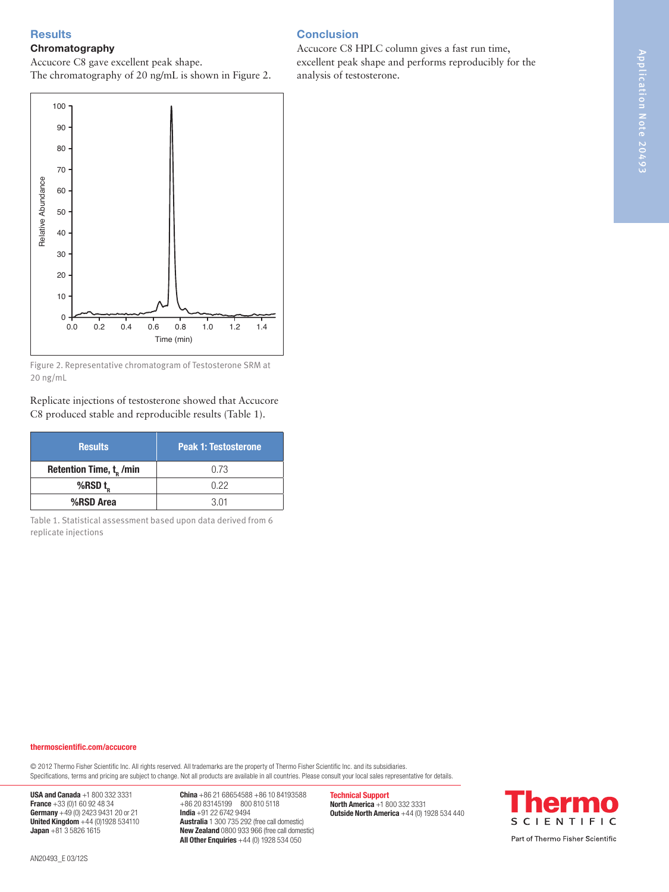## Results

### Chromatography

Accucore C8 gave excellent peak shape.
The chromatography of 20 ng/mL is shown in Figure 2.

Relative Abundance
100
90
80
70
60
50
40
30
20
10
0
0.0 0.2 0.4 0.6 0.8 1.0 1.2 1.4
Time (min)

Figure 2. Representative chromatogram of Testosterone SRM at 20 ng/mL

Replicate injections of testosterone showed that Accucore C8 produced stable and reproducible results (Table 1).

| Results | Peak 1: Testosterone |
|---|---|
| **Retention Time, $t_R$ /min** | 0.73 |
| **%RSD $t_R$** | 0.22 |
| **%RSD Area** | 3.01 |

Table 1. Statistical assessment based upon data derived from 6 replicate injections

## Conclusion

Accucore C8 HPLC column gives a fast run time, excellent peak shape and performs reproducibly for the analysis of testosterone.

**thermoscientific.com/accucore**

© 2012 Thermo Fisher Scientific Inc. All rights reserved. All trademarks are the property of Thermo Fisher Scientific Inc. and its subsidiaries.
Specifications, terms and pricing are subject to change. Not all products are available in all countries. Please consult your local sales representative for details.

**USA and Canada** +1 800 332 3331
**France** +33 (0)1 60 92 48 34
**Germany** +49 (0) 2423 9431 20 or 21
**United Kingdom** +44 (0)1928 534110
**Japan** +81 3 5826 1615

**China** +86 21 68654588 +86 10 84193588
+86 20 83145199 800 810 5118
**India** +91 22 6742 9494
**Australia** 1 300 735 292 (free call domestic)
**New Zealand** 0800 933 966 (free call domestic)
**All Other Enquiries** +44 (0) 1928 534 050

**Technical Support**
**North America** +1 800 332 3331
**Outside North America** +44 (0) 1928 534 440

Thermo SCIENTIFIC
Part of Thermo Fisher Scientific

AN20493_E 03/12S